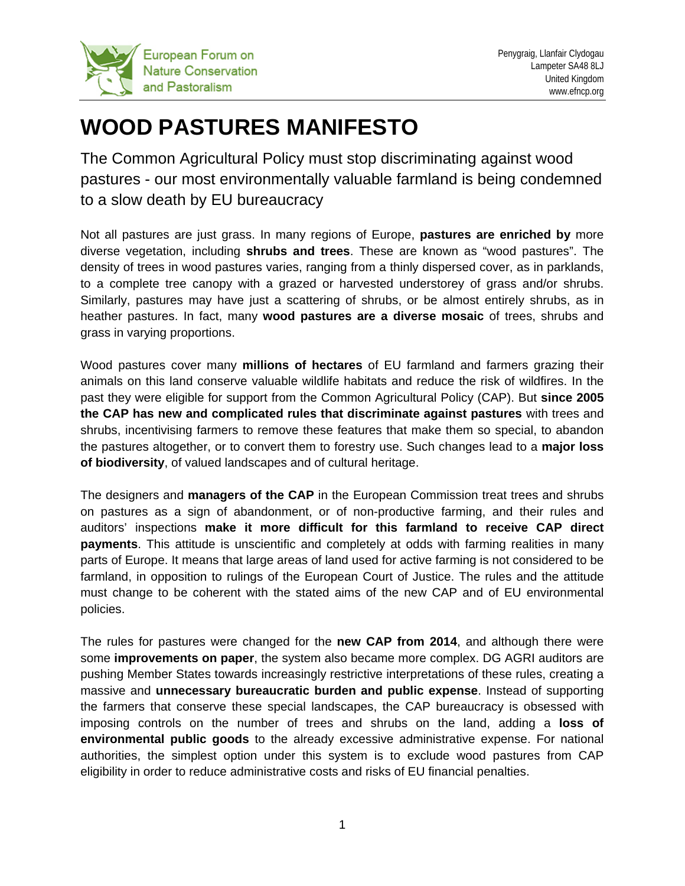European Forum on Nature Conservation and Pastoralism

Penygraig, Llanfair Clydogau
Lampeter SA48 8LJ
United Kingdom
www.efncp.org

# WOOD PASTURES MANIFESTO

## The Common Agricultural Policy must stop discriminating against wood pastures - our most environmentally valuable farmland is being condemned to a slow death by EU bureaucracy

Not all pastures are just grass. In many regions of Europe, **pastures are enriched by** more diverse vegetation, including **shrubs and trees**. These are known as "wood pastures". The density of trees in wood pastures varies, ranging from a thinly dispersed cover, as in parklands, to a complete tree canopy with a grazed or harvested understorey of grass and/or shrubs. Similarly, pastures may have just a scattering of shrubs, or be almost entirely shrubs, as in heather pastures. In fact, many **wood pastures are a diverse mosaic** of trees, shrubs and grass in varying proportions.

Wood pastures cover many **millions of hectares** of EU farmland and farmers grazing their animals on this land conserve valuable wildlife habitats and reduce the risk of wildfires. In the past they were eligible for support from the Common Agricultural Policy (CAP). But **since 2005 the CAP has new and complicated rules that discriminate against pastures** with trees and shrubs, incentivising farmers to remove these features that make them so special, to abandon the pastures altogether, or to convert them to forestry use. Such changes lead to a **major loss of biodiversity**, of valued landscapes and of cultural heritage.

The designers and **managers of the CAP** in the European Commission treat trees and shrubs on pastures as a sign of abandonment, or of non-productive farming, and their rules and auditors' inspections **make it more difficult for this farmland to receive CAP direct payments**. This attitude is unscientific and completely at odds with farming realities in many parts of Europe. It means that large areas of land used for active farming is not considered to be farmland, in opposition to rulings of the European Court of Justice. The rules and the attitude must change to be coherent with the stated aims of the new CAP and of EU environmental policies.

The rules for pastures were changed for the **new CAP from 2014**, and although there were some **improvements on paper**, the system also became more complex. DG AGRI auditors are pushing Member States towards increasingly restrictive interpretations of these rules, creating a massive and **unnecessary bureaucratic burden and public expense**. Instead of supporting the farmers that conserve these special landscapes, the CAP bureaucracy is obsessed with imposing controls on the number of trees and shrubs on the land, adding a **loss of environmental public goods** to the already excessive administrative expense. For national authorities, the simplest option under this system is to exclude wood pastures from CAP eligibility in order to reduce administrative costs and risks of EU financial penalties.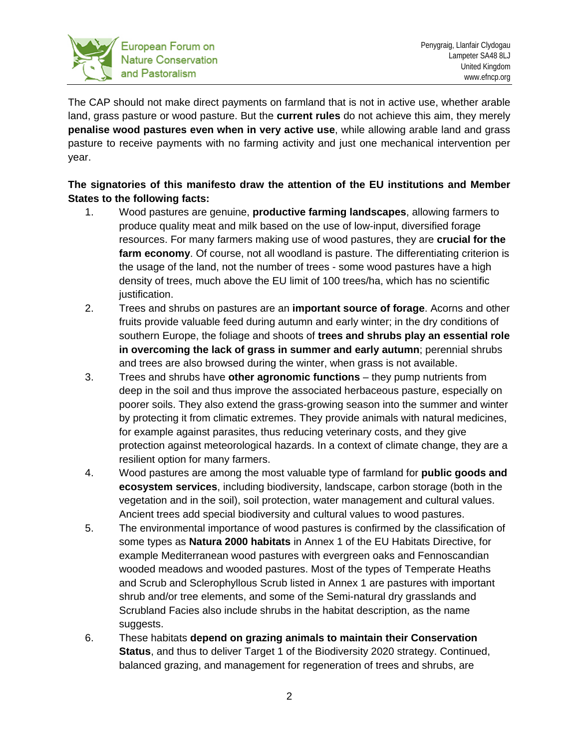The CAP should not make direct payments on farmland that is not in active use, whether arable land, grass pasture or wood pasture. But the **current rules** do not achieve this aim, they merely **penalise wood pastures even when in very active use**, while allowing arable land and grass pasture to receive payments with no farming activity and just one mechanical intervention per year.

**The signatories of this manifesto draw the attention of the EU institutions and Member States to the following facts:**

1. Wood pastures are genuine, **productive farming landscapes**, allowing farmers to produce quality meat and milk based on the use of low-input, diversified forage resources. For many farmers making use of wood pastures, they are **crucial for the farm economy**. Of course, not all woodland is pasture. The differentiating criterion is the usage of the land, not the number of trees - some wood pastures have a high density of trees, much above the EU limit of 100 trees/ha, which has no scientific justification.
2. Trees and shrubs on pastures are an **important source of forage**. Acorns and other fruits provide valuable feed during autumn and early winter; in the dry conditions of southern Europe, the foliage and shoots of **trees and shrubs play an essential role in overcoming the lack of grass in summer and early autumn**; perennial shrubs and trees are also browsed during the winter, when grass is not available.
3. Trees and shrubs have **other agronomic functions** – they pump nutrients from deep in the soil and thus improve the associated herbaceous pasture, especially on poorer soils. They also extend the grass-growing season into the summer and winter by protecting it from climatic extremes. They provide animals with natural medicines, for example against parasites, thus reducing veterinary costs, and they give protection against meteorological hazards. In a context of climate change, they are a resilient option for many farmers.
4. Wood pastures are among the most valuable type of farmland for **public goods and ecosystem services**, including biodiversity, landscape, carbon storage (both in the vegetation and in the soil), soil protection, water management and cultural values. Ancient trees add special biodiversity and cultural values to wood pastures.
5. The environmental importance of wood pastures is confirmed by the classification of some types as **Natura 2000 habitats** in Annex 1 of the EU Habitats Directive, for example Mediterranean wood pastures with evergreen oaks and Fennoscandian wooded meadows and wooded pastures. Most of the types of Temperate Heaths and Scrub and Sclerophyllous Scrub listed in Annex 1 are pastures with important shrub and/or tree elements, and some of the Semi-natural dry grasslands and Scrubland Facies also include shrubs in the habitat description, as the name suggests.
6. These habitats **depend on grazing animals to maintain their Conservation Status**, and thus to deliver Target 1 of the Biodiversity 2020 strategy. Continued, balanced grazing, and management for regeneration of trees and shrubs, are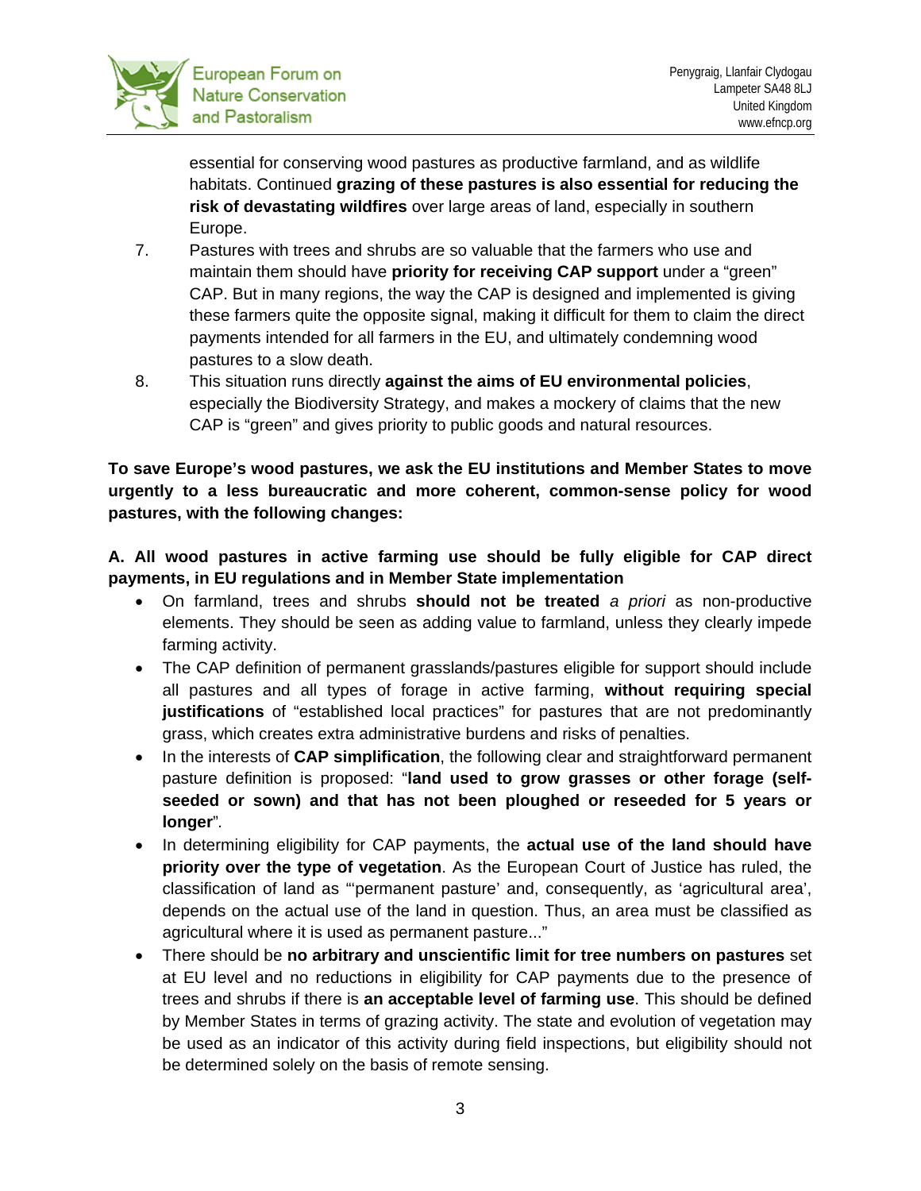essential for conserving wood pastures as productive farmland, and as wildlife habitats. Continued **grazing of these pastures is also essential for reducing the risk of devastating wildfires** over large areas of land, especially in southern Europe.

7. Pastures with trees and shrubs are so valuable that the farmers who use and maintain them should have **priority for receiving CAP support** under a "green" CAP. But in many regions, the way the CAP is designed and implemented is giving these farmers quite the opposite signal, making it difficult for them to claim the direct payments intended for all farmers in the EU, and ultimately condemning wood pastures to a slow death.
8. This situation runs directly **against the aims of EU environmental policies**, especially the Biodiversity Strategy, and makes a mockery of claims that the new CAP is "green" and gives priority to public goods and natural resources.

**To save Europe's wood pastures, we ask the EU institutions and Member States to move urgently to a less bureaucratic and more coherent, common-sense policy for wood pastures, with the following changes:**

**A. All wood pastures in active farming use should be fully eligible for CAP direct payments, in EU regulations and in Member State implementation**

- On farmland, trees and shrubs **should not be treated** *a priori* as non-productive elements. They should be seen as adding value to farmland, unless they clearly impede farming activity.
- The CAP definition of permanent grasslands/pastures eligible for support should include all pastures and all types of forage in active farming, **without requiring special justifications** of "established local practices" for pastures that are not predominantly grass, which creates extra administrative burdens and risks of penalties.
- In the interests of **CAP simplification**, the following clear and straightforward permanent pasture definition is proposed: "**land used to grow grasses or other forage (self-seeded or sown) and that has not been ploughed or reseeded for 5 years or longer**".
- In determining eligibility for CAP payments, the **actual use of the land should have priority over the type of vegetation**. As the European Court of Justice has ruled, the classification of land as "'permanent pasture' and, consequently, as 'agricultural area', depends on the actual use of the land in question. Thus, an area must be classified as agricultural where it is used as permanent pasture..."
- There should be **no arbitrary and unscientific limit for tree numbers on pastures** set at EU level and no reductions in eligibility for CAP payments due to the presence of trees and shrubs if there is **an acceptable level of farming use**. This should be defined by Member States in terms of grazing activity. The state and evolution of vegetation may be used as an indicator of this activity during field inspections, but eligibility should not be determined solely on the basis of remote sensing.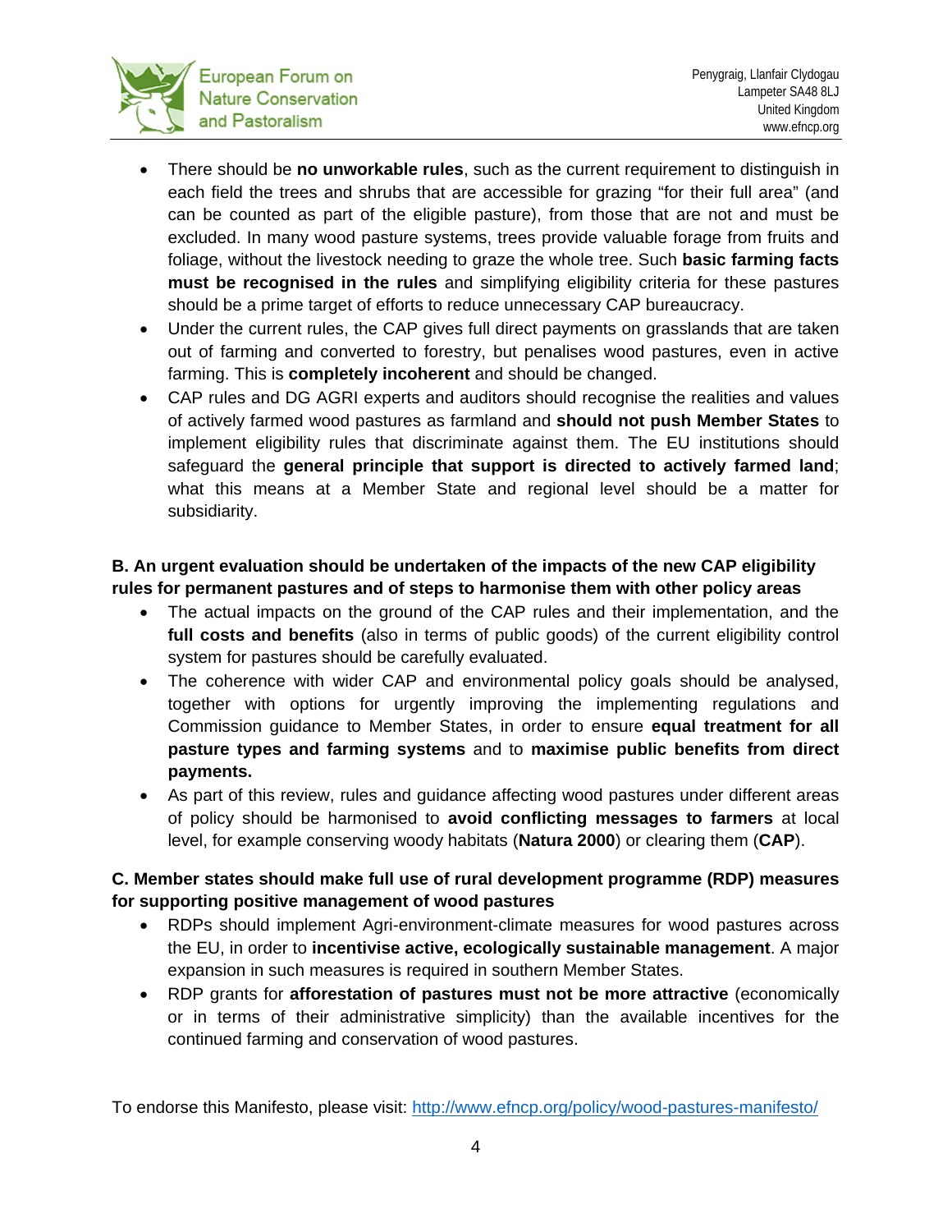- There should be **no unworkable rules**, such as the current requirement to distinguish in each field the trees and shrubs that are accessible for grazing "for their full area" (and can be counted as part of the eligible pasture), from those that are not and must be excluded. In many wood pasture systems, trees provide valuable forage from fruits and foliage, without the livestock needing to graze the whole tree. Such **basic farming facts must be recognised in the rules** and simplifying eligibility criteria for these pastures should be a prime target of efforts to reduce unnecessary CAP bureaucracy.
- Under the current rules, the CAP gives full direct payments on grasslands that are taken out of farming and converted to forestry, but penalises wood pastures, even in active farming. This is **completely incoherent** and should be changed.
- CAP rules and DG AGRI experts and auditors should recognise the realities and values of actively farmed wood pastures as farmland and **should not push Member States** to implement eligibility rules that discriminate against them. The EU institutions should safeguard the **general principle that support is directed to actively farmed land**; what this means at a Member State and regional level should be a matter for subsidiarity.

**B. An urgent evaluation should be undertaken of the impacts of the new CAP eligibility rules for permanent pastures and of steps to harmonise them with other policy areas**

- The actual impacts on the ground of the CAP rules and their implementation, and the **full costs and benefits** (also in terms of public goods) of the current eligibility control system for pastures should be carefully evaluated.
- The coherence with wider CAP and environmental policy goals should be analysed, together with options for urgently improving the implementing regulations and Commission guidance to Member States, in order to ensure **equal treatment for all pasture types and farming systems** and to **maximise public benefits from direct payments.**
- As part of this review, rules and guidance affecting wood pastures under different areas of policy should be harmonised to **avoid conflicting messages to farmers** at local level, for example conserving woody habitats (**Natura 2000**) or clearing them (**CAP**).

**C. Member states should make full use of rural development programme (RDP) measures for supporting positive management of wood pastures**

- RDPs should implement Agri-environment-climate measures for wood pastures across the EU, in order to **incentivise active, ecologically sustainable management**. A major expansion in such measures is required in southern Member States.
- RDP grants for **afforestation of pastures must not be more attractive** (economically or in terms of their administrative simplicity) than the available incentives for the continued farming and conservation of wood pastures.

To endorse this Manifesto, please visit: http://www.efncp.org/policy/wood-pastures-manifesto/